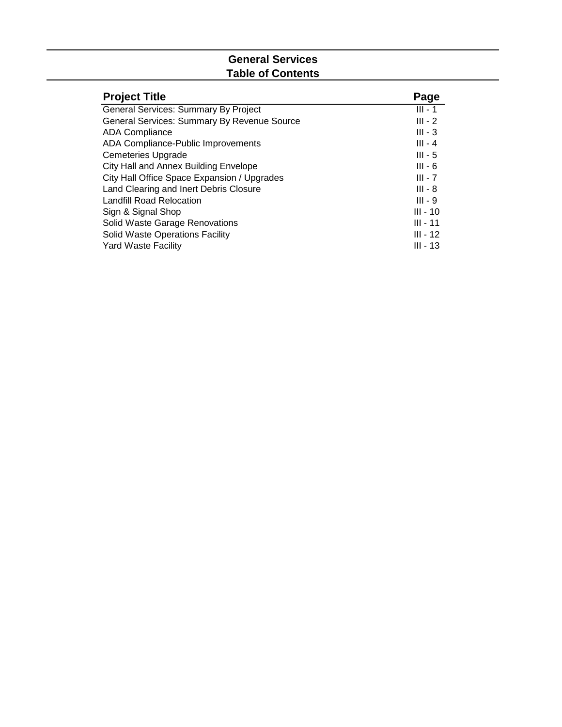# General Services
## Table of Contents

| Project Title | Page |
|---|---|
| General Services: Summary By Project | III - 1 |
| General Services: Summary By Revenue Source | III - 2 |
| ADA Compliance | III - 3 |
| ADA Compliance-Public Improvements | III - 4 |
| Cemeteries Upgrade | III - 5 |
| City Hall and Annex Building Envelope | III - 6 |
| City Hall Office Space Expansion / Upgrades | III - 7 |
| Land Clearing and Inert Debris Closure | III - 8 |
| Landfill Road Relocation | III - 9 |
| Sign & Signal Shop | III - 10 |
| Solid Waste Garage Renovations | III - 11 |
| Solid Waste Operations Facility | III - 12 |
| Yard Waste Facility | III - 13 |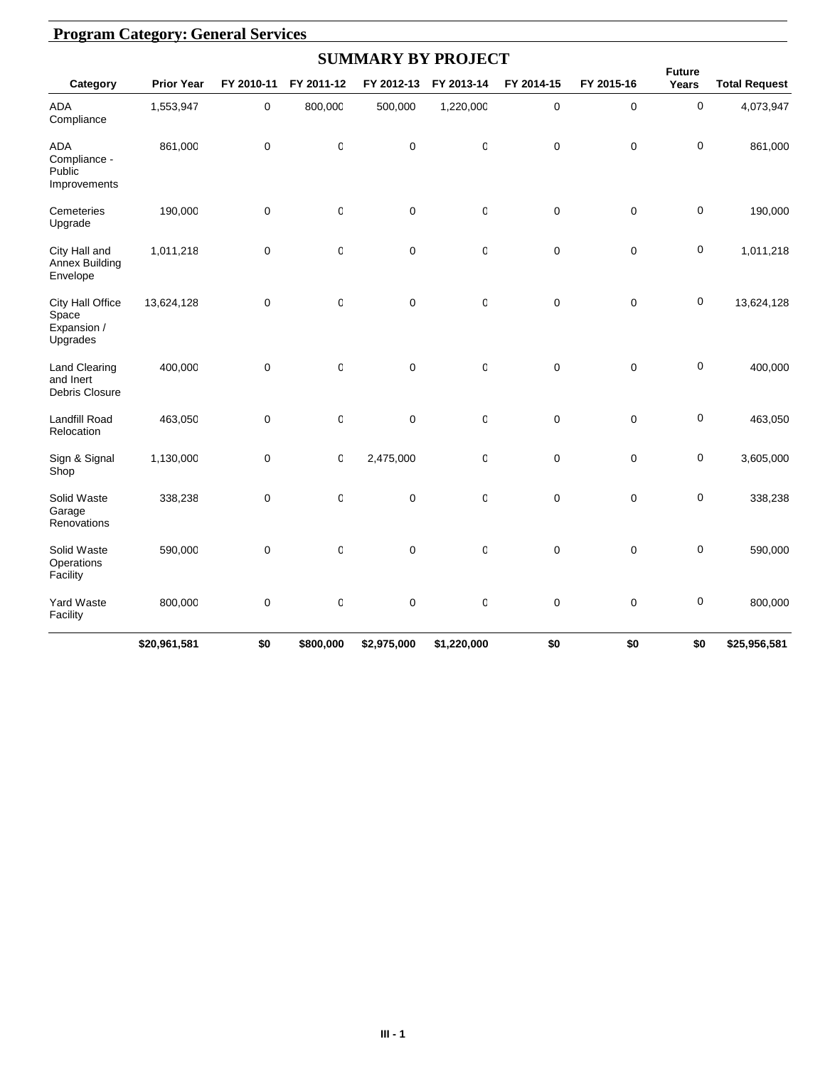## Program Category: General Services

### SUMMARY BY PROJECT

| Category | Prior Year | FY 2010-11 | FY 2011-12 | FY 2012-13 | FY 2013-14 | FY 2014-15 | FY 2015-16 | Future Years | Total Request |
|---|---|---|---|---|---|---|---|---|---|
| ADA Compliance | 1,553,947 | 0 | 800,000 | 500,000 | 1,220,000 | 0 | 0 | 0 | 4,073,947 |
| ADA Compliance - Public Improvements | 861,000 | 0 | 0 | 0 | 0 | 0 | 0 | 0 | 861,000 |
| Cemeteries Upgrade | 190,000 | 0 | 0 | 0 | 0 | 0 | 0 | 0 | 190,000 |
| City Hall and Annex Building Envelope | 1,011,218 | 0 | 0 | 0 | 0 | 0 | 0 | 0 | 1,011,218 |
| City Hall Office Space Expansion / Upgrades | 13,624,128 | 0 | 0 | 0 | 0 | 0 | 0 | 0 | 13,624,128 |
| Land Clearing and Inert Debris Closure | 400,000 | 0 | 0 | 0 | 0 | 0 | 0 | 0 | 400,000 |
| Landfill Road Relocation | 463,050 | 0 | 0 | 0 | 0 | 0 | 0 | 0 | 463,050 |
| Sign & Signal Shop | 1,130,000 | 0 | 0 | 2,475,000 | 0 | 0 | 0 | 0 | 3,605,000 |
| Solid Waste Garage Renovations | 338,238 | 0 | 0 | 0 | 0 | 0 | 0 | 0 | 338,238 |
| Solid Waste Operations Facility | 590,000 | 0 | 0 | 0 | 0 | 0 | 0 | 0 | 590,000 |
| Yard Waste Facility | 800,000 | 0 | 0 | 0 | 0 | 0 | 0 | 0 | 800,000 |
| | **$20,961,581** | **$0** | **$800,000** | **$2,975,000** | **$1,220,000** | **$0** | **$0** | **$0** | **$25,956,581** |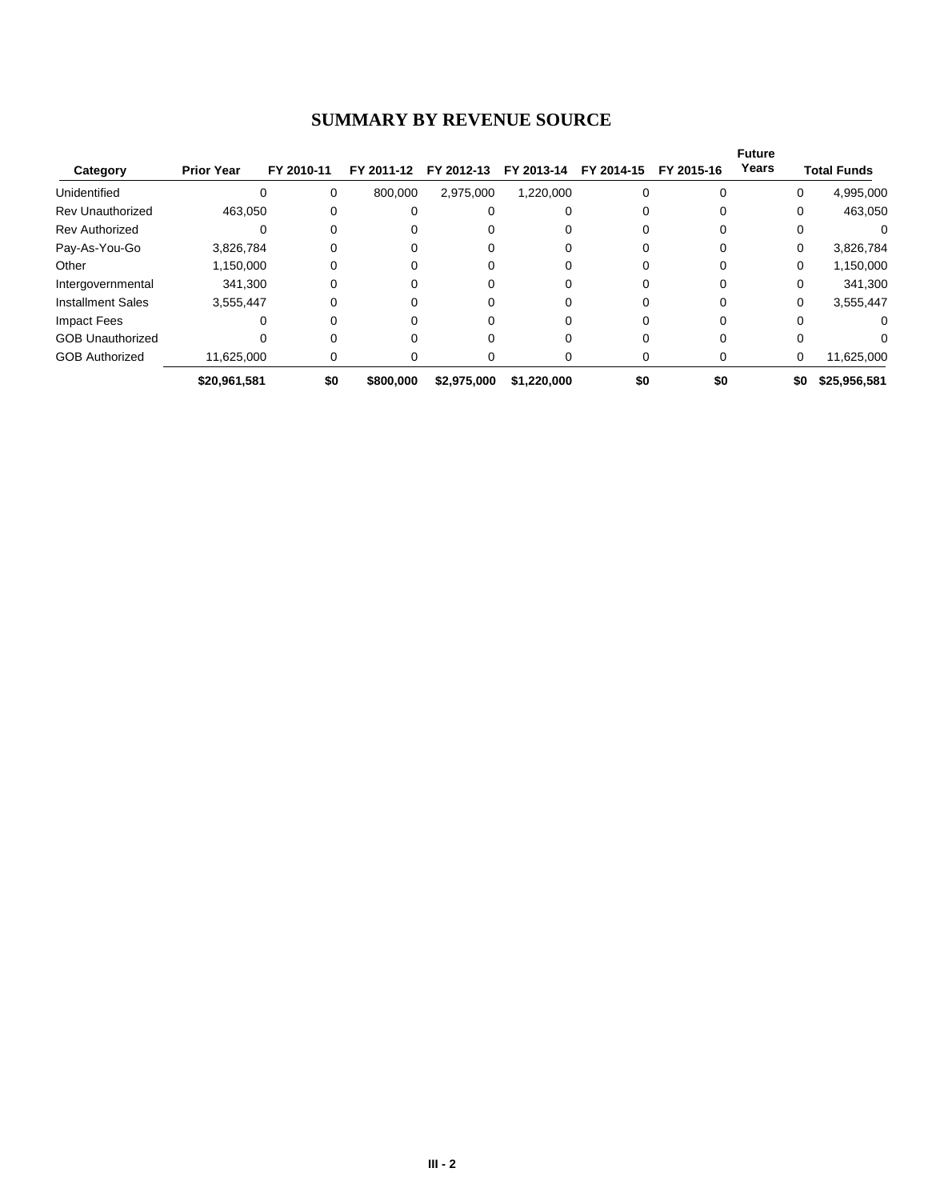# SUMMARY BY REVENUE SOURCE

| Category | Prior Year | FY 2010-11 | FY 2011-12 | FY 2012-13 | FY 2013-14 | FY 2014-15 | FY 2015-16 | Future Years | Total Funds |
|---|---|---|---|---|---|---|---|---|---|
| Unidentified | 0 | 0 | 800,000 | 2,975,000 | 1,220,000 | 0 | 0 | 0 | 4,995,000 |
| Rev Unauthorized | 463,050 | 0 | 0 | 0 | 0 | 0 | 0 | 0 | 463,050 |
| Rev Authorized | 0 | 0 | 0 | 0 | 0 | 0 | 0 | 0 | 0 |
| Pay-As-You-Go | 3,826,784 | 0 | 0 | 0 | 0 | 0 | 0 | 0 | 3,826,784 |
| Other | 1,150,000 | 0 | 0 | 0 | 0 | 0 | 0 | 0 | 1,150,000 |
| Intergovernmental | 341,300 | 0 | 0 | 0 | 0 | 0 | 0 | 0 | 341,300 |
| Installment Sales | 3,555,447 | 0 | 0 | 0 | 0 | 0 | 0 | 0 | 3,555,447 |
| Impact Fees | 0 | 0 | 0 | 0 | 0 | 0 | 0 | 0 | 0 |
| GOB Unauthorized | 0 | 0 | 0 | 0 | 0 | 0 | 0 | 0 | 0 |
| GOB Authorized | 11,625,000 | 0 | 0 | 0 | 0 | 0 | 0 | 0 | 11,625,000 |
| | **$20,961,581** | **$0** | **$800,000** | **$2,975,000** | **$1,220,000** | **$0** | **$0** | **$0** | **$25,956,581** |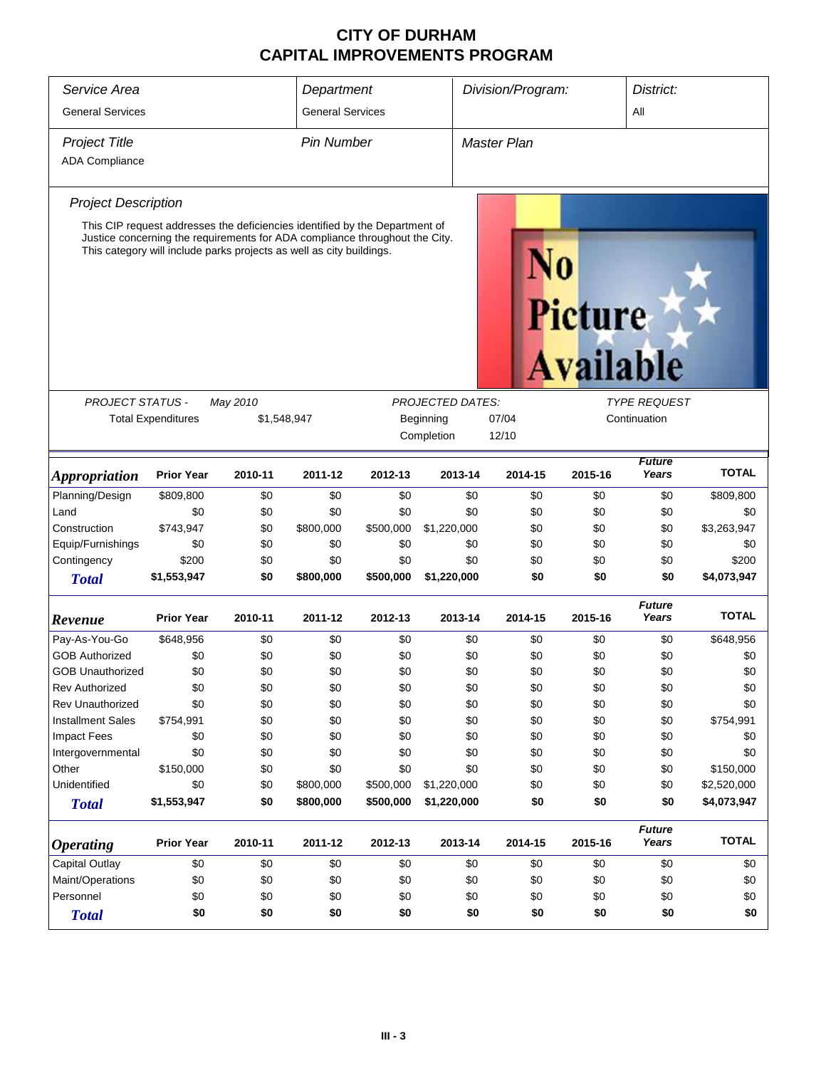# CITY OF DURHAM
# CAPITAL IMPROVEMENTS PROGRAM

| *Service Area* | *Department* | *Division/Program:* | *District:* |
|---|---|---|---|
| General Services | General Services | | All |
| *Project Title* | *Pin Number* | *Master Plan* | |
| ADA Compliance | | | |

*Project Description*

This CIP request addresses the deficiencies identified by the Department of Justice concerning the requirements for ADA compliance throughout the City. This category will include parks projects as well as city buildings.

No Picture Available

| *PROJECT STATUS -* | *May 2010* | *PROJECTED DATES:* | | *TYPE REQUEST* |
|---|---|---|---|---|
| Total Expenditures | $1,548,947 | Beginning | 07/04 | Continuation |
| | | Completion | 12/10 | |

| *Appropriation* | Prior Year | 2010-11 | 2011-12 | 2012-13 | 2013-14 | 2014-15 | 2015-16 | *Future Years* | TOTAL |
|---|---|---|---|---|---|---|---|---|---|
| Planning/Design | $809,800 | $0 | $0 | $0 | $0 | $0 | $0 | $0 | $809,800 |
| Land | $0 | $0 | $0 | $0 | $0 | $0 | $0 | $0 | $0 |
| Construction | $743,947 | $0 | $800,000 | $500,000 | $1,220,000 | $0 | $0 | $0 | $3,263,947 |
| Equip/Furnishings | $0 | $0 | $0 | $0 | $0 | $0 | $0 | $0 | $0 |
| Contingency | $200 | $0 | $0 | $0 | $0 | $0 | $0 | $0 | $200 |
| **Total** | **$1,553,947** | **$0** | **$800,000** | **$500,000** | **$1,220,000** | **$0** | **$0** | **$0** | **$4,073,947** |

| *Revenue* | Prior Year | 2010-11 | 2011-12 | 2012-13 | 2013-14 | 2014-15 | 2015-16 | *Future Years* | TOTAL |
|---|---|---|---|---|---|---|---|---|---|
| Pay-As-You-Go | $648,956 | $0 | $0 | $0 | $0 | $0 | $0 | $0 | $648,956 |
| GOB Authorized | $0 | $0 | $0 | $0 | $0 | $0 | $0 | $0 | $0 |
| GOB Unauthorized | $0 | $0 | $0 | $0 | $0 | $0 | $0 | $0 | $0 |
| Rev Authorized | $0 | $0 | $0 | $0 | $0 | $0 | $0 | $0 | $0 |
| Rev Unauthorized | $0 | $0 | $0 | $0 | $0 | $0 | $0 | $0 | $0 |
| Installment Sales | $754,991 | $0 | $0 | $0 | $0 | $0 | $0 | $0 | $754,991 |
| Impact Fees | $0 | $0 | $0 | $0 | $0 | $0 | $0 | $0 | $0 |
| Intergovernmental | $0 | $0 | $0 | $0 | $0 | $0 | $0 | $0 | $0 |
| Other | $150,000 | $0 | $0 | $0 | $0 | $0 | $0 | $0 | $150,000 |
| Unidentified | $0 | $0 | $800,000 | $500,000 | $1,220,000 | $0 | $0 | $0 | $2,520,000 |
| **Total** | **$1,553,947** | **$0** | **$800,000** | **$500,000** | **$1,220,000** | **$0** | **$0** | **$0** | **$4,073,947** |

| *Operating* | Prior Year | 2010-11 | 2011-12 | 2012-13 | 2013-14 | 2014-15 | 2015-16 | *Future Years* | TOTAL |
|---|---|---|---|---|---|---|---|---|---|
| Capital Outlay | $0 | $0 | $0 | $0 | $0 | $0 | $0 | $0 | $0 |
| Maint/Operations | $0 | $0 | $0 | $0 | $0 | $0 | $0 | $0 | $0 |
| Personnel | $0 | $0 | $0 | $0 | $0 | $0 | $0 | $0 | $0 |
| **Total** | **$0** | **$0** | **$0** | **$0** | **$0** | **$0** | **$0** | **$0** | **$0** |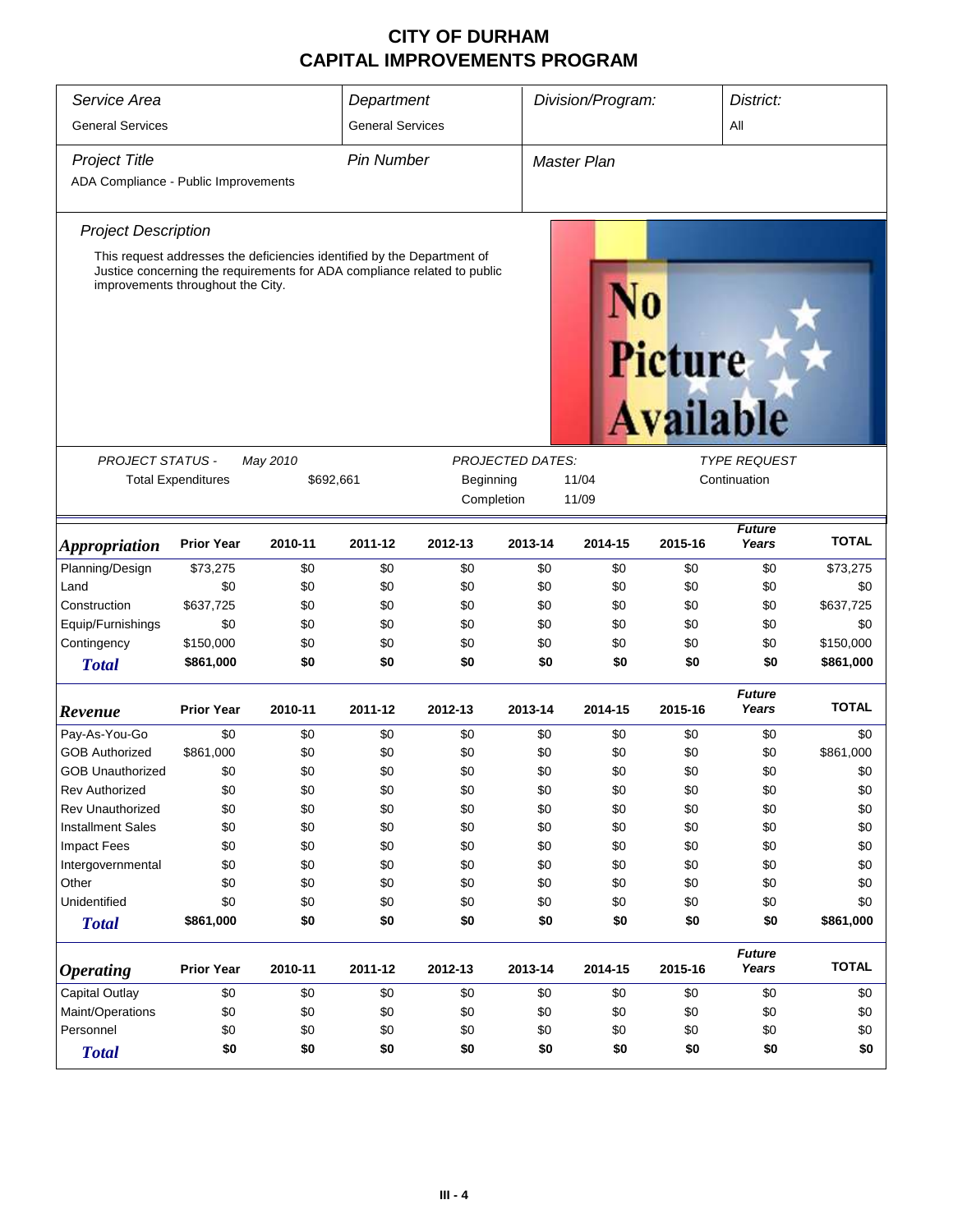# CITY OF DURHAM
# CAPITAL IMPROVEMENTS PROGRAM

| *Service Area* | *Department* | *Division/Program:* | *District:* |
|---|---|---|---|
| General Services | General Services | | All |

| *Project Title* | *Pin Number* | *Master Plan* |
|---|---|---|
| ADA Compliance - Public Improvements | | |

*Project Description*

This request addresses the deficiencies identified by the Department of Justice concerning the requirements for ADA compliance related to public improvements throughout the City.

No Picture Available

| *PROJECT STATUS -* | *May 2010* | *PROJECTED DATES:* | | *TYPE REQUEST* |
|---|---|---|---|---|
| Total Expenditures | $692,661 | Beginning | 11/04 | Continuation |
| | | Completion | 11/09 | |

| ***Appropriation*** | **Prior Year** | **2010-11** | **2011-12** | **2012-13** | **2013-14** | **2014-15** | **2015-16** | ***Future Years*** | **TOTAL** |
|---|---|---|---|---|---|---|---|---|---|
| Planning/Design | $73,275 | $0 | $0 | $0 | $0 | $0 | $0 | $0 | $73,275 |
| Land | $0 | $0 | $0 | $0 | $0 | $0 | $0 | $0 | $0 |
| Construction | $637,725 | $0 | $0 | $0 | $0 | $0 | $0 | $0 | $637,725 |
| Equip/Furnishings | $0 | $0 | $0 | $0 | $0 | $0 | $0 | $0 | $0 |
| Contingency | $150,000 | $0 | $0 | $0 | $0 | $0 | $0 | $0 | $150,000 |
| ***Total*** | **$861,000** | **$0** | **$0** | **$0** | **$0** | **$0** | **$0** | **$0** | **$861,000** |

| ***Revenue*** | **Prior Year** | **2010-11** | **2011-12** | **2012-13** | **2013-14** | **2014-15** | **2015-16** | ***Future Years*** | **TOTAL** |
|---|---|---|---|---|---|---|---|---|---|
| Pay-As-You-Go | $0 | $0 | $0 | $0 | $0 | $0 | $0 | $0 | $0 |
| GOB Authorized | $861,000 | $0 | $0 | $0 | $0 | $0 | $0 | $0 | $861,000 |
| GOB Unauthorized | $0 | $0 | $0 | $0 | $0 | $0 | $0 | $0 | $0 |
| Rev Authorized | $0 | $0 | $0 | $0 | $0 | $0 | $0 | $0 | $0 |
| Rev Unauthorized | $0 | $0 | $0 | $0 | $0 | $0 | $0 | $0 | $0 |
| Installment Sales | $0 | $0 | $0 | $0 | $0 | $0 | $0 | $0 | $0 |
| Impact Fees | $0 | $0 | $0 | $0 | $0 | $0 | $0 | $0 | $0 |
| Intergovernmental | $0 | $0 | $0 | $0 | $0 | $0 | $0 | $0 | $0 |
| Other | $0 | $0 | $0 | $0 | $0 | $0 | $0 | $0 | $0 |
| Unidentified | $0 | $0 | $0 | $0 | $0 | $0 | $0 | $0 | $0 |
| ***Total*** | **$861,000** | **$0** | **$0** | **$0** | **$0** | **$0** | **$0** | **$0** | **$861,000** |

| ***Operating*** | **Prior Year** | **2010-11** | **2011-12** | **2012-13** | **2013-14** | **2014-15** | **2015-16** | ***Future Years*** | **TOTAL** |
|---|---|---|---|---|---|---|---|---|---|
| Capital Outlay | $0 | $0 | $0 | $0 | $0 | $0 | $0 | $0 | $0 |
| Maint/Operations | $0 | $0 | $0 | $0 | $0 | $0 | $0 | $0 | $0 |
| Personnel | $0 | $0 | $0 | $0 | $0 | $0 | $0 | $0 | $0 |
| ***Total*** | **$0** | **$0** | **$0** | **$0** | **$0** | **$0** | **$0** | **$0** | **$0** |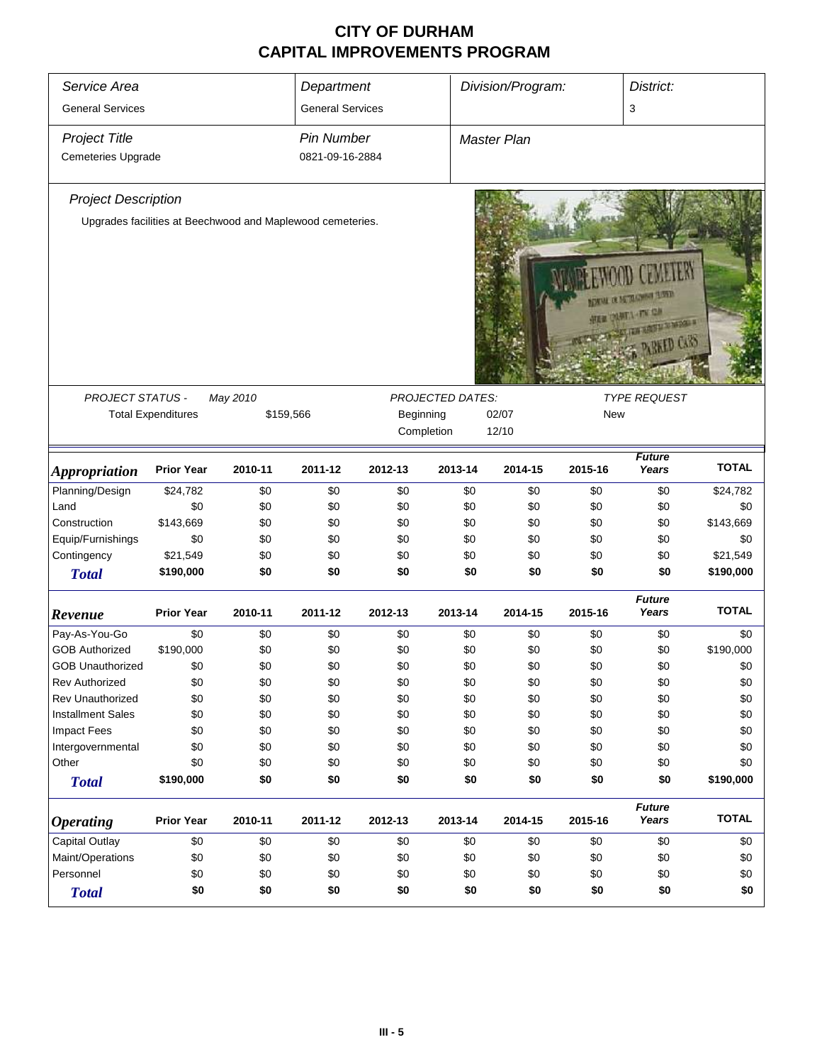# CITY OF DURHAM
# CAPITAL IMPROVEMENTS PROGRAM

| *Service Area* | *Department* | *Division/Program:* | *District:* |
|---|---|---|---|
| General Services | General Services | | 3 |
| *Project Title* | *Pin Number* | *Master Plan* | |
| Cemeteries Upgrade | 0821-09-16-2884 | | |

*Project Description*

Upgrades facilities at Beechwood and Maplewood cemeteries.

| *PROJECT STATUS -* | *May 2010* | *PROJECTED DATES:* | | *TYPE REQUEST* |
|---|---|---|---|---|
| Total Expenditures | $159,566 | Beginning | 02/07 | New |
| | | Completion | 12/10 | |

| *Appropriation* | Prior Year | 2010-11 | 2011-12 | 2012-13 | 2013-14 | 2014-15 | 2015-16 | *Future Years* | TOTAL |
|---|---|---|---|---|---|---|---|---|---|
| Planning/Design | $24,782 | $0 | $0 | $0 | $0 | $0 | $0 | $0 | $24,782 |
| Land | $0 | $0 | $0 | $0 | $0 | $0 | $0 | $0 | $0 |
| Construction | $143,669 | $0 | $0 | $0 | $0 | $0 | $0 | $0 | $143,669 |
| Equip/Furnishings | $0 | $0 | $0 | $0 | $0 | $0 | $0 | $0 | $0 |
| Contingency | $21,549 | $0 | $0 | $0 | $0 | $0 | $0 | $0 | $21,549 |
| **Total** | **$190,000** | **$0** | **$0** | **$0** | **$0** | **$0** | **$0** | **$0** | **$190,000** |

| *Revenue* | Prior Year | 2010-11 | 2011-12 | 2012-13 | 2013-14 | 2014-15 | 2015-16 | *Future Years* | TOTAL |
|---|---|---|---|---|---|---|---|---|---|
| Pay-As-You-Go | $0 | $0 | $0 | $0 | $0 | $0 | $0 | $0 | $0 |
| GOB Authorized | $190,000 | $0 | $0 | $0 | $0 | $0 | $0 | $0 | $190,000 |
| GOB Unauthorized | $0 | $0 | $0 | $0 | $0 | $0 | $0 | $0 | $0 |
| Rev Authorized | $0 | $0 | $0 | $0 | $0 | $0 | $0 | $0 | $0 |
| Rev Unauthorized | $0 | $0 | $0 | $0 | $0 | $0 | $0 | $0 | $0 |
| Installment Sales | $0 | $0 | $0 | $0 | $0 | $0 | $0 | $0 | $0 |
| Impact Fees | $0 | $0 | $0 | $0 | $0 | $0 | $0 | $0 | $0 |
| Intergovernmental | $0 | $0 | $0 | $0 | $0 | $0 | $0 | $0 | $0 |
| Other | $0 | $0 | $0 | $0 | $0 | $0 | $0 | $0 | $0 |
| **Total** | **$190,000** | **$0** | **$0** | **$0** | **$0** | **$0** | **$0** | **$0** | **$190,000** |

| *Operating* | Prior Year | 2010-11 | 2011-12 | 2012-13 | 2013-14 | 2014-15 | 2015-16 | *Future Years* | TOTAL |
|---|---|---|---|---|---|---|---|---|---|
| Capital Outlay | $0 | $0 | $0 | $0 | $0 | $0 | $0 | $0 | $0 |
| Maint/Operations | $0 | $0 | $0 | $0 | $0 | $0 | $0 | $0 | $0 |
| Personnel | $0 | $0 | $0 | $0 | $0 | $0 | $0 | $0 | $0 |
| **Total** | **$0** | **$0** | **$0** | **$0** | **$0** | **$0** | **$0** | **$0** | **$0** |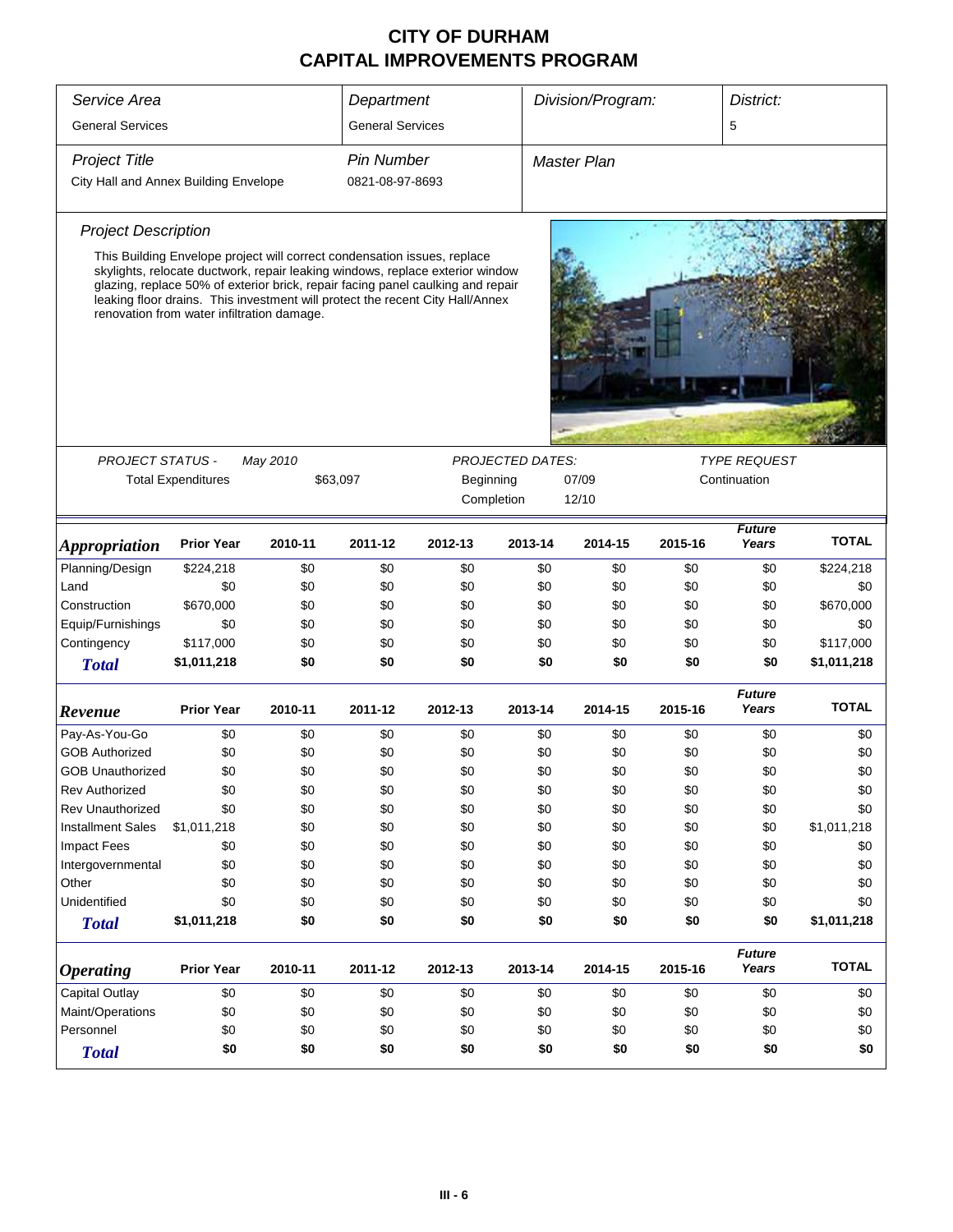# CITY OF DURHAM
# CAPITAL IMPROVEMENTS PROGRAM

| *Service Area* | *Department* | *Division/Program:* | *District:* |
|---|---|---|---|
| General Services | General Services | | 5 |
| *Project Title* | *Pin Number* | *Master Plan* | |
| City Hall and Annex Building Envelope | 0821-08-97-8693 | | |

### *Project Description*

This Building Envelope project will correct condensation issues, replace skylights, relocate ductwork, repair leaking windows, replace exterior window glazing, replace 50% of exterior brick, repair facing panel caulking and repair leaking floor drains. This investment will protect the recent City Hall/Annex renovation from water infiltration damage.

| *PROJECT STATUS -* | *May 2010* | *PROJECTED DATES:* | | *TYPE REQUEST* |
|---|---|---|---|---|
| Total Expenditures | $63,097 | Beginning | 07/09 | Continuation |
| | | Completion | 12/10 | |

| ***Appropriation*** | **Prior Year** | **2010-11** | **2011-12** | **2012-13** | **2013-14** | **2014-15** | **2015-16** | ***Future Years*** | **TOTAL** |
|---|---|---|---|---|---|---|---|---|---|
| Planning/Design | $224,218 | $0 | $0 | $0 | $0 | $0 | $0 | $0 | $224,218 |
| Land | $0 | $0 | $0 | $0 | $0 | $0 | $0 | $0 | $0 |
| Construction | $670,000 | $0 | $0 | $0 | $0 | $0 | $0 | $0 | $670,000 |
| Equip/Furnishings | $0 | $0 | $0 | $0 | $0 | $0 | $0 | $0 | $0 |
| Contingency | $117,000 | $0 | $0 | $0 | $0 | $0 | $0 | $0 | $117,000 |
| ***Total*** | **$1,011,218** | **$0** | **$0** | **$0** | **$0** | **$0** | **$0** | **$0** | **$1,011,218** |

| ***Revenue*** | **Prior Year** | **2010-11** | **2011-12** | **2012-13** | **2013-14** | **2014-15** | **2015-16** | ***Future Years*** | **TOTAL** |
|---|---|---|---|---|---|---|---|---|---|
| Pay-As-You-Go | $0 | $0 | $0 | $0 | $0 | $0 | $0 | $0 | $0 |
| GOB Authorized | $0 | $0 | $0 | $0 | $0 | $0 | $0 | $0 | $0 |
| GOB Unauthorized | $0 | $0 | $0 | $0 | $0 | $0 | $0 | $0 | $0 |
| Rev Authorized | $0 | $0 | $0 | $0 | $0 | $0 | $0 | $0 | $0 |
| Rev Unauthorized | $0 | $0 | $0 | $0 | $0 | $0 | $0 | $0 | $0 |
| Installment Sales | $1,011,218 | $0 | $0 | $0 | $0 | $0 | $0 | $0 | $1,011,218 |
| Impact Fees | $0 | $0 | $0 | $0 | $0 | $0 | $0 | $0 | $0 |
| Intergovernmental | $0 | $0 | $0 | $0 | $0 | $0 | $0 | $0 | $0 |
| Other | $0 | $0 | $0 | $0 | $0 | $0 | $0 | $0 | $0 |
| Unidentified | $0 | $0 | $0 | $0 | $0 | $0 | $0 | $0 | $0 |
| ***Total*** | **$1,011,218** | **$0** | **$0** | **$0** | **$0** | **$0** | **$0** | **$0** | **$1,011,218** |

| ***Operating*** | **Prior Year** | **2010-11** | **2011-12** | **2012-13** | **2013-14** | **2014-15** | **2015-16** | ***Future Years*** | **TOTAL** |
|---|---|---|---|---|---|---|---|---|---|
| Capital Outlay | $0 | $0 | $0 | $0 | $0 | $0 | $0 | $0 | $0 |
| Maint/Operations | $0 | $0 | $0 | $0 | $0 | $0 | $0 | $0 | $0 |
| Personnel | $0 | $0 | $0 | $0 | $0 | $0 | $0 | $0 | $0 |
| ***Total*** | **$0** | **$0** | **$0** | **$0** | **$0** | **$0** | **$0** | **$0** | **$0** |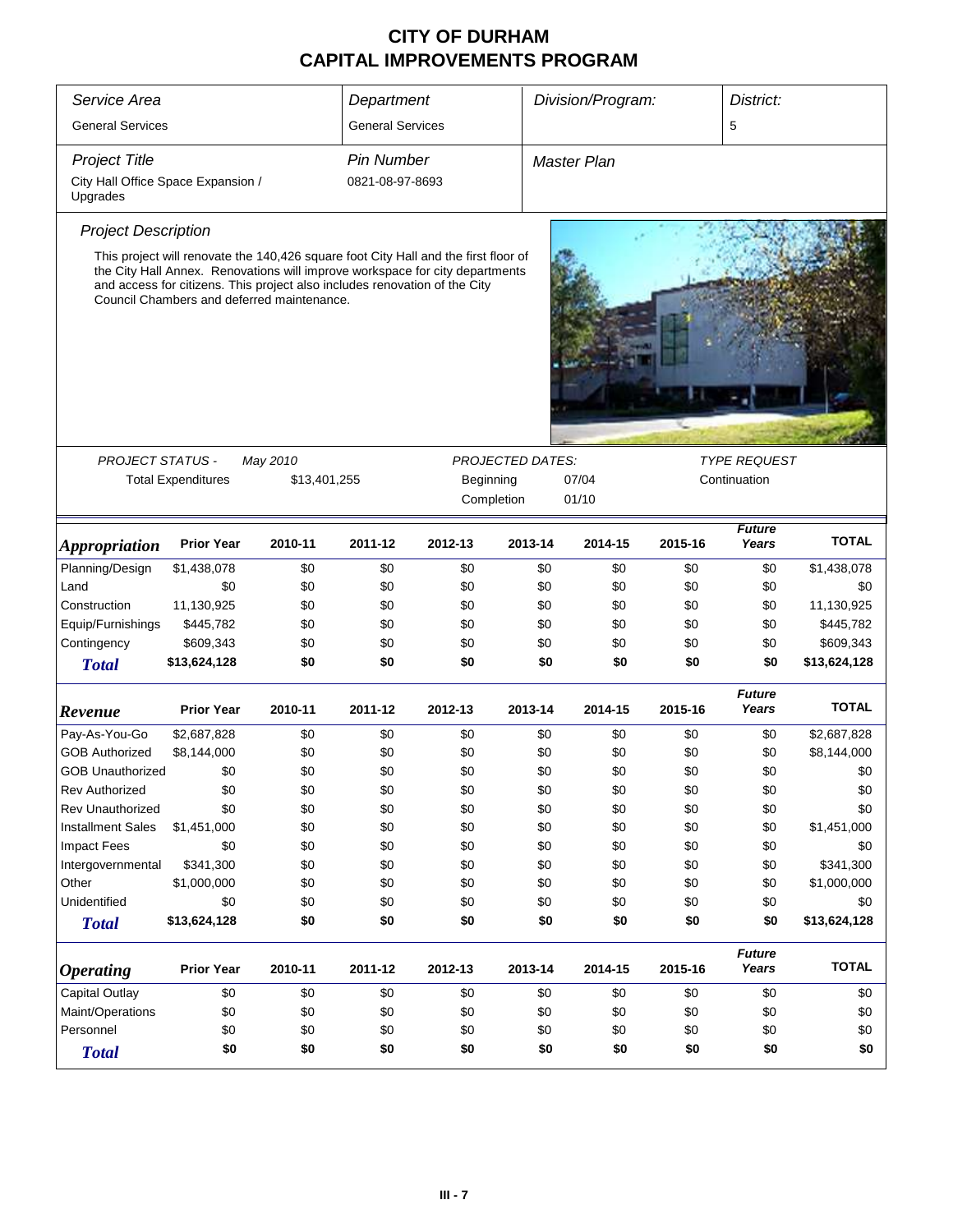# CITY OF DURHAM
# CAPITAL IMPROVEMENTS PROGRAM

| Service Area | Department | Division/Program: | District: |
|---|---|---|---|
| General Services | General Services | | 5 |

| Project Title | Pin Number | Master Plan |
|---|---|---|
| City Hall Office Space Expansion / Upgrades | 0821-08-97-8693 | |

### Project Description

This project will renovate the 140,426 square foot City Hall and the first floor of the City Hall Annex. Renovations will improve workspace for city departments and access for citizens. This project also includes renovation of the City Council Chambers and deferred maintenance.

| PROJECT STATUS - | May 2010 | PROJECTED DATES: | | TYPE REQUEST |
|---|---|---|---|---|
| Total Expenditures | $13,401,255 | Beginning | 07/04 | Continuation |
| | | Completion | 01/10 | |

| Appropriation | Prior Year | 2010-11 | 2011-12 | 2012-13 | 2013-14 | 2014-15 | 2015-16 | Future Years | TOTAL |
|---|---|---|---|---|---|---|---|---|---|
| Planning/Design | $1,438,078 | $0 | $0 | $0 | $0 | $0 | $0 | $0 | $1,438,078 |
| Land | $0 | $0 | $0 | $0 | $0 | $0 | $0 | $0 | $0 |
| Construction | 11,130,925 | $0 | $0 | $0 | $0 | $0 | $0 | $0 | 11,130,925 |
| Equip/Furnishings | $445,782 | $0 | $0 | $0 | $0 | $0 | $0 | $0 | $445,782 |
| Contingency | $609,343 | $0 | $0 | $0 | $0 | $0 | $0 | $0 | $609,343 |
| **Total** | **$13,624,128** | **$0** | **$0** | **$0** | **$0** | **$0** | **$0** | **$0** | **$13,624,128** |

| Revenue | Prior Year | 2010-11 | 2011-12 | 2012-13 | 2013-14 | 2014-15 | 2015-16 | Future Years | TOTAL |
|---|---|---|---|---|---|---|---|---|---|
| Pay-As-You-Go | $2,687,828 | $0 | $0 | $0 | $0 | $0 | $0 | $0 | $2,687,828 |
| GOB Authorized | $8,144,000 | $0 | $0 | $0 | $0 | $0 | $0 | $0 | $8,144,000 |
| GOB Unauthorized | $0 | $0 | $0 | $0 | $0 | $0 | $0 | $0 | $0 |
| Rev Authorized | $0 | $0 | $0 | $0 | $0 | $0 | $0 | $0 | $0 |
| Rev Unauthorized | $0 | $0 | $0 | $0 | $0 | $0 | $0 | $0 | $0 |
| Installment Sales | $1,451,000 | $0 | $0 | $0 | $0 | $0 | $0 | $0 | $1,451,000 |
| Impact Fees | $0 | $0 | $0 | $0 | $0 | $0 | $0 | $0 | $0 |
| Intergovernmental | $341,300 | $0 | $0 | $0 | $0 | $0 | $0 | $0 | $341,300 |
| Other | $1,000,000 | $0 | $0 | $0 | $0 | $0 | $0 | $0 | $1,000,000 |
| Unidentified | $0 | $0 | $0 | $0 | $0 | $0 | $0 | $0 | $0 |
| **Total** | **$13,624,128** | **$0** | **$0** | **$0** | **$0** | **$0** | **$0** | **$0** | **$13,624,128** |

| Operating | Prior Year | 2010-11 | 2011-12 | 2012-13 | 2013-14 | 2014-15 | 2015-16 | Future Years | TOTAL |
|---|---|---|---|---|---|---|---|---|---|
| Capital Outlay | $0 | $0 | $0 | $0 | $0 | $0 | $0 | $0 | $0 |
| Maint/Operations | $0 | $0 | $0 | $0 | $0 | $0 | $0 | $0 | $0 |
| Personnel | $0 | $0 | $0 | $0 | $0 | $0 | $0 | $0 | $0 |
| **Total** | **$0** | **$0** | **$0** | **$0** | **$0** | **$0** | **$0** | **$0** | **$0** |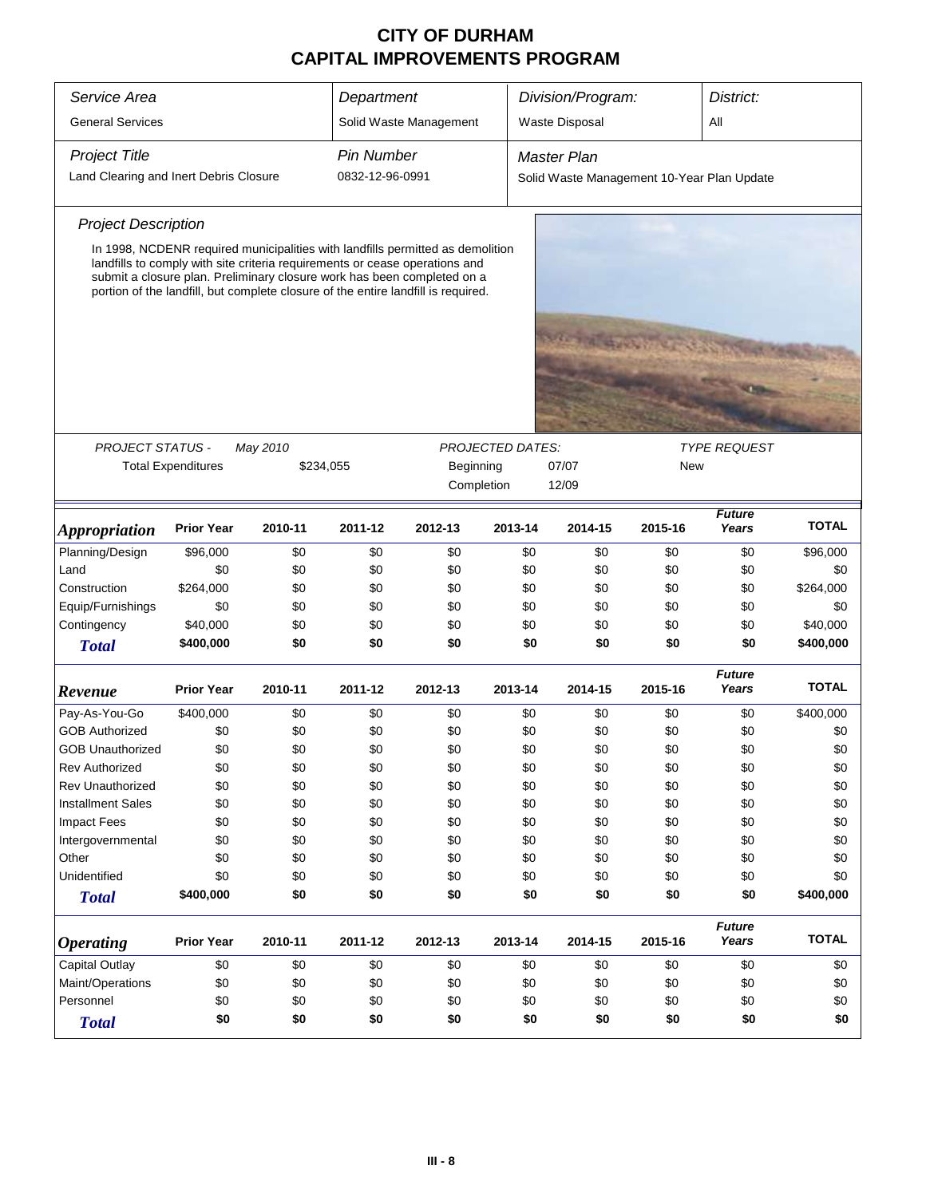# CITY OF DURHAM
# CAPITAL IMPROVEMENTS PROGRAM

| Service Area | Department | Division/Program: | District: |
|---|---|---|---|
| General Services | Solid Waste Management | Waste Disposal | All |

| Project Title | Pin Number | Master Plan |
|---|---|---|
| Land Clearing and Inert Debris Closure | 0832-12-96-0991 | Solid Waste Management 10-Year Plan Update |

### Project Description

In 1998, NCDENR required municipalities with landfills permitted as demolition landfills to comply with site criteria requirements or cease operations and submit a closure plan. Preliminary closure work has been completed on a portion of the landfill, but complete closure of the entire landfill is required.

| PROJECT STATUS - May 2010 | | PROJECTED DATES: | | TYPE REQUEST |
|---|---|---|---|---|
| Total Expenditures | $234,055 | Beginning | 07/07 | New |
| | | Completion | 12/09 | |

| *Appropriation* | Prior Year | 2010-11 | 2011-12 | 2012-13 | 2013-14 | 2014-15 | 2015-16 | Future Years | TOTAL |
|---|---|---|---|---|---|---|---|---|---|
| Planning/Design | $96,000 | $0 | $0 | $0 | $0 | $0 | $0 | $0 | $96,000 |
| Land | $0 | $0 | $0 | $0 | $0 | $0 | $0 | $0 | $0 |
| Construction | $264,000 | $0 | $0 | $0 | $0 | $0 | $0 | $0 | $264,000 |
| Equip/Furnishings | $0 | $0 | $0 | $0 | $0 | $0 | $0 | $0 | $0 |
| Contingency | $40,000 | $0 | $0 | $0 | $0 | $0 | $0 | $0 | $40,000 |
| ***Total*** | **$400,000** | **$0** | **$0** | **$0** | **$0** | **$0** | **$0** | **$0** | **$400,000** |

| *Revenue* | Prior Year | 2010-11 | 2011-12 | 2012-13 | 2013-14 | 2014-15 | 2015-16 | Future Years | TOTAL |
|---|---|---|---|---|---|---|---|---|---|
| Pay-As-You-Go | $400,000 | $0 | $0 | $0 | $0 | $0 | $0 | $0 | $400,000 |
| GOB Authorized | $0 | $0 | $0 | $0 | $0 | $0 | $0 | $0 | $0 |
| GOB Unauthorized | $0 | $0 | $0 | $0 | $0 | $0 | $0 | $0 | $0 |
| Rev Authorized | $0 | $0 | $0 | $0 | $0 | $0 | $0 | $0 | $0 |
| Rev Unauthorized | $0 | $0 | $0 | $0 | $0 | $0 | $0 | $0 | $0 |
| Installment Sales | $0 | $0 | $0 | $0 | $0 | $0 | $0 | $0 | $0 |
| Impact Fees | $0 | $0 | $0 | $0 | $0 | $0 | $0 | $0 | $0 |
| Intergovernmental | $0 | $0 | $0 | $0 | $0 | $0 | $0 | $0 | $0 |
| Other | $0 | $0 | $0 | $0 | $0 | $0 | $0 | $0 | $0 |
| Unidentified | $0 | $0 | $0 | $0 | $0 | $0 | $0 | $0 | $0 |
| ***Total*** | **$400,000** | **$0** | **$0** | **$0** | **$0** | **$0** | **$0** | **$0** | **$400,000** |

| *Operating* | Prior Year | 2010-11 | 2011-12 | 2012-13 | 2013-14 | 2014-15 | 2015-16 | Future Years | TOTAL |
|---|---|---|---|---|---|---|---|---|---|
| Capital Outlay | $0 | $0 | $0 | $0 | $0 | $0 | $0 | $0 | $0 |
| Maint/Operations | $0 | $0 | $0 | $0 | $0 | $0 | $0 | $0 | $0 |
| Personnel | $0 | $0 | $0 | $0 | $0 | $0 | $0 | $0 | $0 |
| ***Total*** | **$0** | **$0** | **$0** | **$0** | **$0** | **$0** | **$0** | **$0** | **$0** |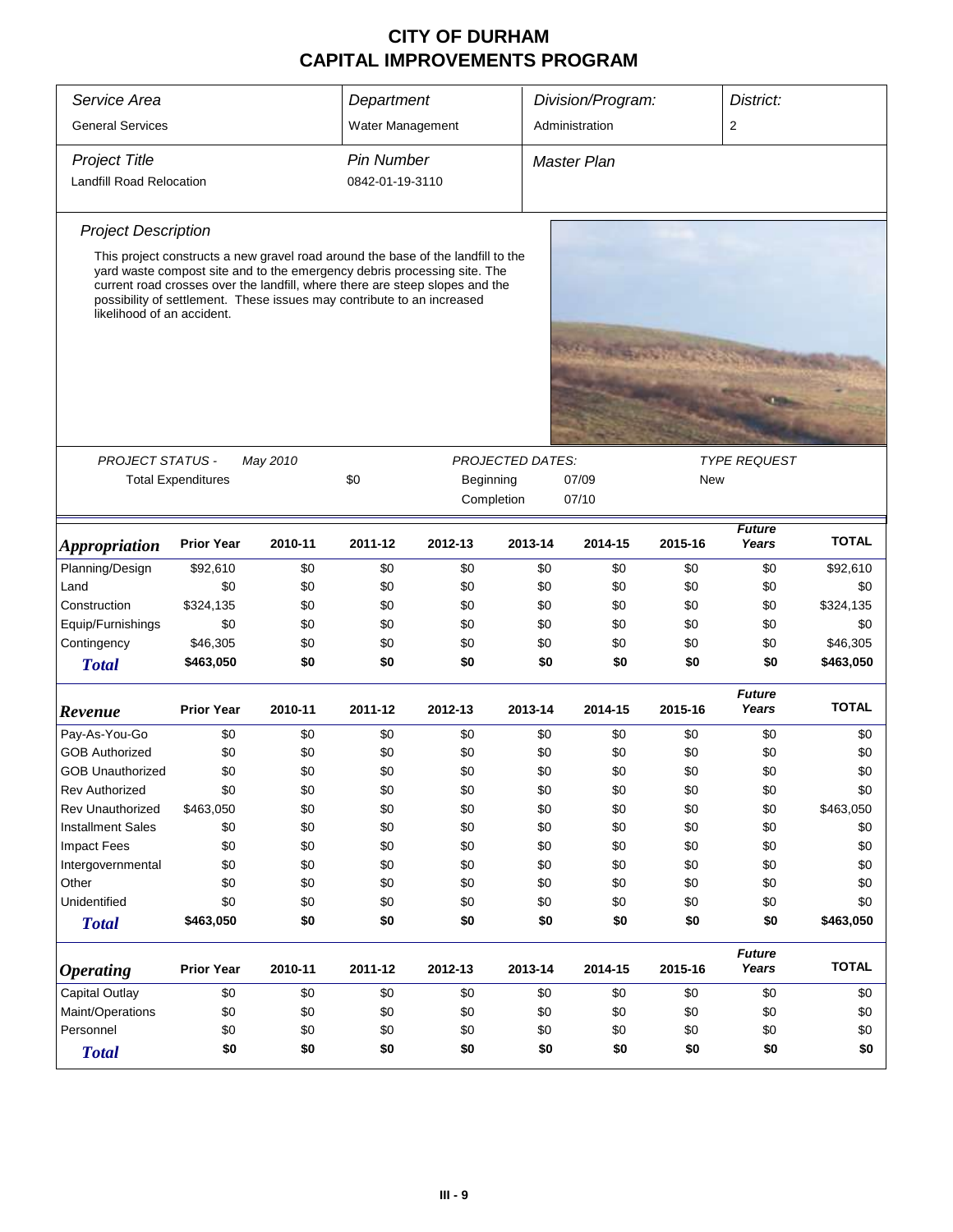# CITY OF DURHAM
# CAPITAL IMPROVEMENTS PROGRAM

| Service Area | Department | Division/Program: | District: |
|---|---|---|---|
| General Services | Water Management | Administration | 2 |

| Project Title | Pin Number | Master Plan |
|---|---|---|
| Landfill Road Relocation | 0842-01-19-3110 | |

### Project Description

This project constructs a new gravel road around the base of the landfill to the yard waste compost site and to the emergency debris processing site. The current road crosses over the landfill, where there are steep slopes and the possibility of settlement. These issues may contribute to an increased likelihood of an accident.

| PROJECT STATUS - May 2010 | | PROJECTED DATES: | | TYPE REQUEST |
|---|---|---|---|---|
| Total Expenditures | $0 | Beginning | 07/09 | New |
| | | Completion | 07/10 | |

| *Appropriation* | Prior Year | 2010-11 | 2011-12 | 2012-13 | 2013-14 | 2014-15 | 2015-16 | Future Years | TOTAL |
|---|---|---|---|---|---|---|---|---|---|
| Planning/Design | $92,610 | $0 | $0 | $0 | $0 | $0 | $0 | $0 | $92,610 |
| Land | $0 | $0 | $0 | $0 | $0 | $0 | $0 | $0 | $0 |
| Construction | $324,135 | $0 | $0 | $0 | $0 | $0 | $0 | $0 | $324,135 |
| Equip/Furnishings | $0 | $0 | $0 | $0 | $0 | $0 | $0 | $0 | $0 |
| Contingency | $46,305 | $0 | $0 | $0 | $0 | $0 | $0 | $0 | $46,305 |
| ***Total*** | **$463,050** | **$0** | **$0** | **$0** | **$0** | **$0** | **$0** | **$0** | **$463,050** |

| *Revenue* | Prior Year | 2010-11 | 2011-12 | 2012-13 | 2013-14 | 2014-15 | 2015-16 | Future Years | TOTAL |
|---|---|---|---|---|---|---|---|---|---|
| Pay-As-You-Go | $0 | $0 | $0 | $0 | $0 | $0 | $0 | $0 | $0 |
| GOB Authorized | $0 | $0 | $0 | $0 | $0 | $0 | $0 | $0 | $0 |
| GOB Unauthorized | $0 | $0 | $0 | $0 | $0 | $0 | $0 | $0 | $0 |
| Rev Authorized | $0 | $0 | $0 | $0 | $0 | $0 | $0 | $0 | $0 |
| Rev Unauthorized | $463,050 | $0 | $0 | $0 | $0 | $0 | $0 | $0 | $463,050 |
| Installment Sales | $0 | $0 | $0 | $0 | $0 | $0 | $0 | $0 | $0 |
| Impact Fees | $0 | $0 | $0 | $0 | $0 | $0 | $0 | $0 | $0 |
| Intergovernmental | $0 | $0 | $0 | $0 | $0 | $0 | $0 | $0 | $0 |
| Other | $0 | $0 | $0 | $0 | $0 | $0 | $0 | $0 | $0 |
| Unidentified | $0 | $0 | $0 | $0 | $0 | $0 | $0 | $0 | $0 |
| ***Total*** | **$463,050** | **$0** | **$0** | **$0** | **$0** | **$0** | **$0** | **$0** | **$463,050** |

| *Operating* | Prior Year | 2010-11 | 2011-12 | 2012-13 | 2013-14 | 2014-15 | 2015-16 | Future Years | TOTAL |
|---|---|---|---|---|---|---|---|---|---|
| Capital Outlay | $0 | $0 | $0 | $0 | $0 | $0 | $0 | $0 | $0 |
| Maint/Operations | $0 | $0 | $0 | $0 | $0 | $0 | $0 | $0 | $0 |
| Personnel | $0 | $0 | $0 | $0 | $0 | $0 | $0 | $0 | $0 |
| ***Total*** | **$0** | **$0** | **$0** | **$0** | **$0** | **$0** | **$0** | **$0** | **$0** |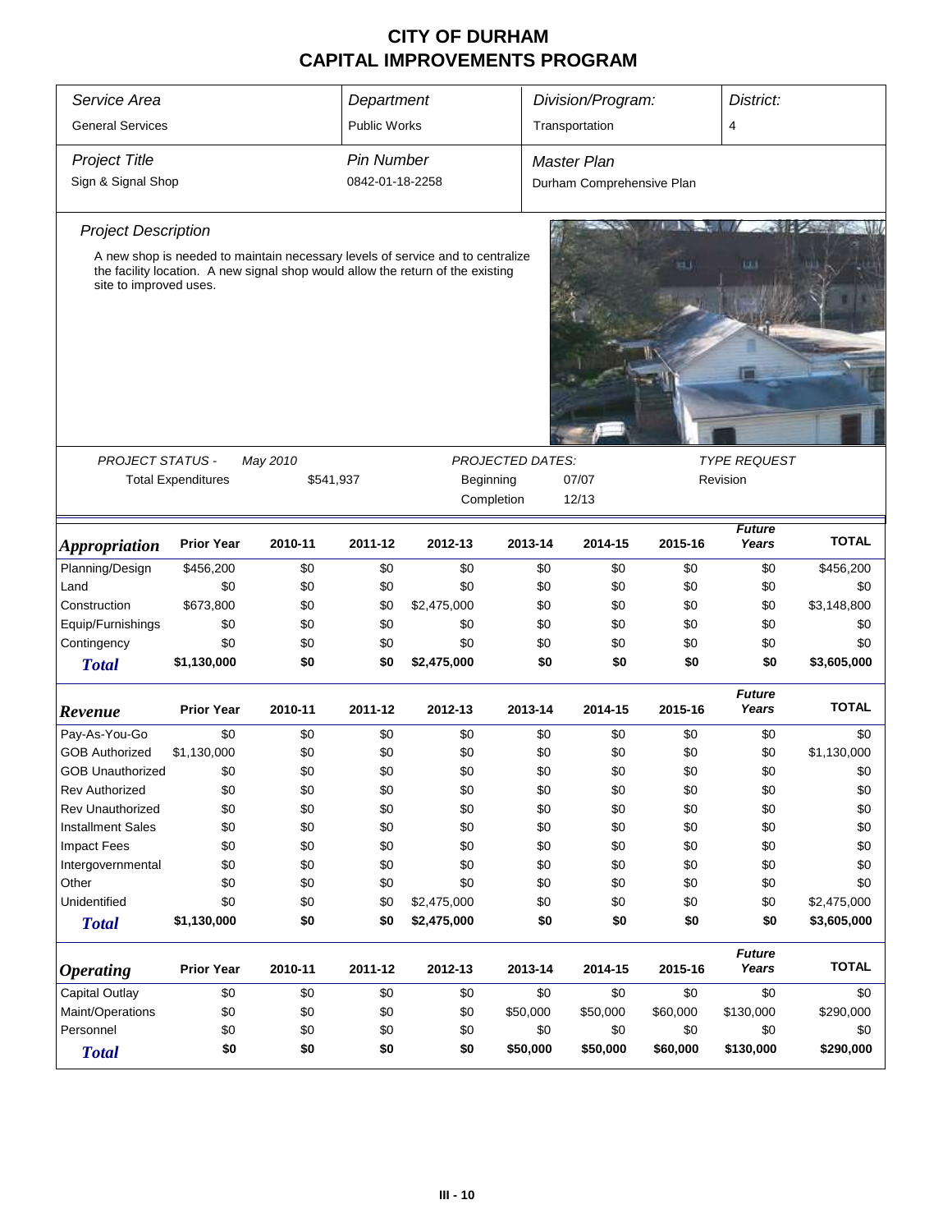# CITY OF DURHAM
# CAPITAL IMPROVEMENTS PROGRAM

| *Service Area* | *Department* | *Division/Program:* | *District:* |
|---|---|---|---|
| General Services | Public Works | Transportation | 4 |

| *Project Title* | *Pin Number* | *Master Plan* |
|---|---|---|
| Sign & Signal Shop | 0842-01-18-2258 | Durham Comprehensive Plan |

*Project Description*

A new shop is needed to maintain necessary levels of service and to centralize the facility location. A new signal shop would allow the return of the existing site to improved uses.

| *PROJECT STATUS -* | *May 2010* | *PROJECTED DATES:* | | *TYPE REQUEST* |
|---|---|---|---|---|
| Total Expenditures | $541,937 | Beginning | 07/07 | Revision |
| | | Completion | 12/13 | |

| *Appropriation* | Prior Year | 2010-11 | 2011-12 | 2012-13 | 2013-14 | 2014-15 | 2015-16 | *Future Years* | TOTAL |
|---|---|---|---|---|---|---|---|---|---|
| Planning/Design | $456,200 | $0 | $0 | $0 | $0 | $0 | $0 | $0 | $456,200 |
| Land | $0 | $0 | $0 | $0 | $0 | $0 | $0 | $0 | $0 |
| Construction | $673,800 | $0 | $0 | $2,475,000 | $0 | $0 | $0 | $0 | $3,148,800 |
| Equip/Furnishings | $0 | $0 | $0 | $0 | $0 | $0 | $0 | $0 | $0 |
| Contingency | $0 | $0 | $0 | $0 | $0 | $0 | $0 | $0 | $0 |
| ***Total*** | **$1,130,000** | **$0** | **$0** | **$2,475,000** | **$0** | **$0** | **$0** | **$0** | **$3,605,000** |

| *Revenue* | Prior Year | 2010-11 | 2011-12 | 2012-13 | 2013-14 | 2014-15 | 2015-16 | *Future Years* | TOTAL |
|---|---|---|---|---|---|---|---|---|---|
| Pay-As-You-Go | $0 | $0 | $0 | $0 | $0 | $0 | $0 | $0 | $0 |
| GOB Authorized | $1,130,000 | $0 | $0 | $0 | $0 | $0 | $0 | $0 | $1,130,000 |
| GOB Unauthorized | $0 | $0 | $0 | $0 | $0 | $0 | $0 | $0 | $0 |
| Rev Authorized | $0 | $0 | $0 | $0 | $0 | $0 | $0 | $0 | $0 |
| Rev Unauthorized | $0 | $0 | $0 | $0 | $0 | $0 | $0 | $0 | $0 |
| Installment Sales | $0 | $0 | $0 | $0 | $0 | $0 | $0 | $0 | $0 |
| Impact Fees | $0 | $0 | $0 | $0 | $0 | $0 | $0 | $0 | $0 |
| Intergovernmental | $0 | $0 | $0 | $0 | $0 | $0 | $0 | $0 | $0 |
| Other | $0 | $0 | $0 | $0 | $0 | $0 | $0 | $0 | $0 |
| Unidentified | $0 | $0 | $0 | $2,475,000 | $0 | $0 | $0 | $0 | $2,475,000 |
| ***Total*** | **$1,130,000** | **$0** | **$0** | **$2,475,000** | **$0** | **$0** | **$0** | **$0** | **$3,605,000** |

| *Operating* | Prior Year | 2010-11 | 2011-12 | 2012-13 | 2013-14 | 2014-15 | 2015-16 | *Future Years* | TOTAL |
|---|---|---|---|---|---|---|---|---|---|
| Capital Outlay | $0 | $0 | $0 | $0 | $0 | $0 | $0 | $0 | $0 |
| Maint/Operations | $0 | $0 | $0 | $0 | $50,000 | $50,000 | $60,000 | $130,000 | $290,000 |
| Personnel | $0 | $0 | $0 | $0 | $0 | $0 | $0 | $0 | $0 |
| ***Total*** | **$0** | **$0** | **$0** | **$0** | **$50,000** | **$50,000** | **$60,000** | **$130,000** | **$290,000** |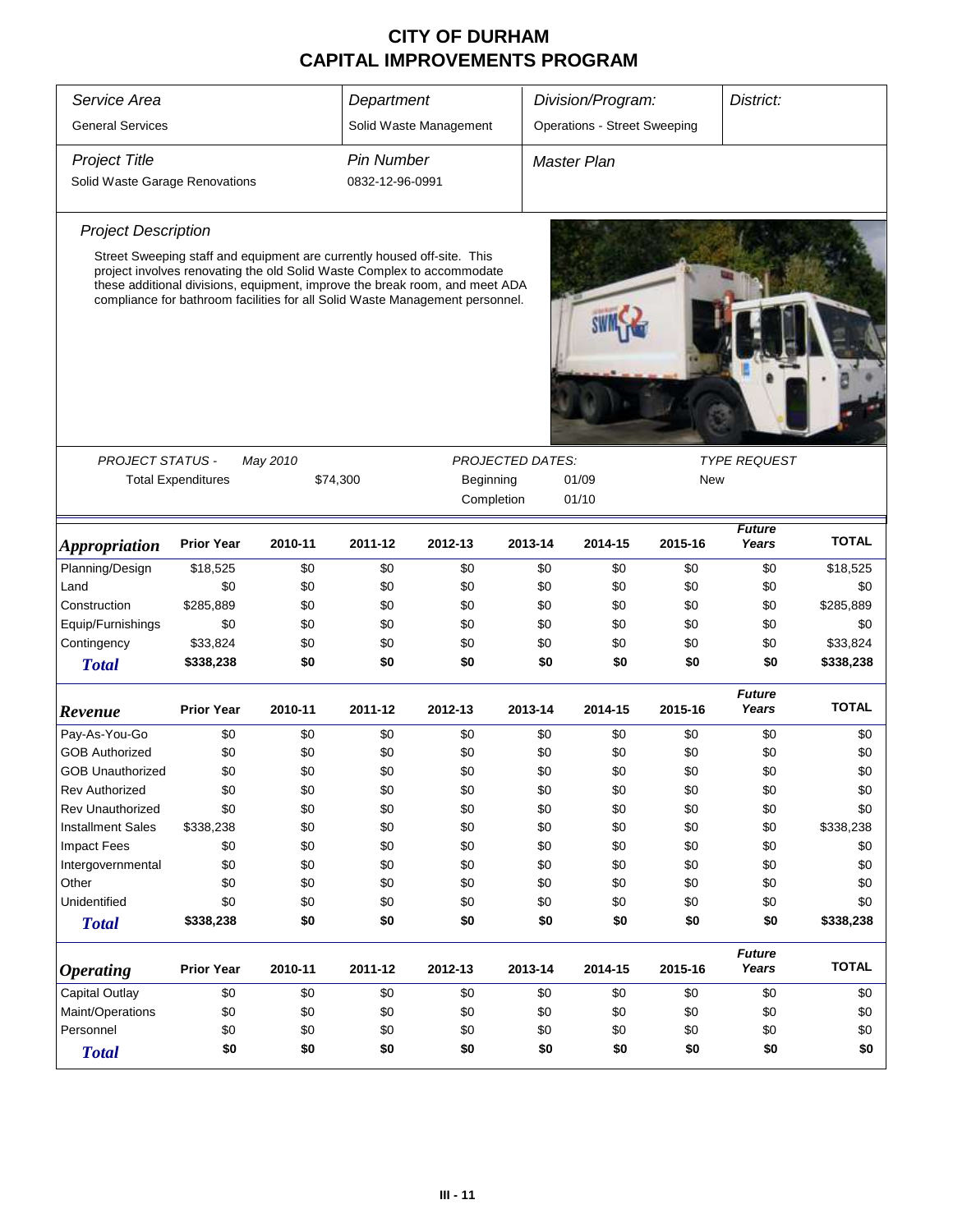# CITY OF DURHAM
# CAPITAL IMPROVEMENTS PROGRAM

| *Service Area* | *Department* | *Division/Program:* | *District:* |
|---|---|---|---|
| General Services | Solid Waste Management | Operations - Street Sweeping | |

| *Project Title* | *Pin Number* | *Master Plan* |
|---|---|---|
| Solid Waste Garage Renovations | 0832-12-96-0991 | |

*Project Description*

Street Sweeping staff and equipment are currently housed off-site. This project involves renovating the old Solid Waste Complex to accommodate these additional divisions, equipment, improve the break room, and meet ADA compliance for bathroom facilities for all Solid Waste Management personnel.

| *PROJECT STATUS -* | *May 2010* | *PROJECTED DATES:* | | *TYPE REQUEST* |
|---|---|---|---|---|
| Total Expenditures | $74,300 | Beginning | 01/09 | New |
| | | Completion | 01/10 | |

| *Appropriation* | Prior Year | 2010-11 | 2011-12 | 2012-13 | 2013-14 | 2014-15 | 2015-16 | *Future Years* | TOTAL |
|---|---|---|---|---|---|---|---|---|---|
| Planning/Design | $18,525 | $0 | $0 | $0 | $0 | $0 | $0 | $0 | $18,525 |
| Land | $0 | $0 | $0 | $0 | $0 | $0 | $0 | $0 | $0 |
| Construction | $285,889 | $0 | $0 | $0 | $0 | $0 | $0 | $0 | $285,889 |
| Equip/Furnishings | $0 | $0 | $0 | $0 | $0 | $0 | $0 | $0 | $0 |
| Contingency | $33,824 | $0 | $0 | $0 | $0 | $0 | $0 | $0 | $33,824 |
| **Total** | **$338,238** | **$0** | **$0** | **$0** | **$0** | **$0** | **$0** | **$0** | **$338,238** |

| *Revenue* | Prior Year | 2010-11 | 2011-12 | 2012-13 | 2013-14 | 2014-15 | 2015-16 | *Future Years* | TOTAL |
|---|---|---|---|---|---|---|---|---|---|
| Pay-As-You-Go | $0 | $0 | $0 | $0 | $0 | $0 | $0 | $0 | $0 |
| GOB Authorized | $0 | $0 | $0 | $0 | $0 | $0 | $0 | $0 | $0 |
| GOB Unauthorized | $0 | $0 | $0 | $0 | $0 | $0 | $0 | $0 | $0 |
| Rev Authorized | $0 | $0 | $0 | $0 | $0 | $0 | $0 | $0 | $0 |
| Rev Unauthorized | $0 | $0 | $0 | $0 | $0 | $0 | $0 | $0 | $0 |
| Installment Sales | $338,238 | $0 | $0 | $0 | $0 | $0 | $0 | $0 | $338,238 |
| Impact Fees | $0 | $0 | $0 | $0 | $0 | $0 | $0 | $0 | $0 |
| Intergovernmental | $0 | $0 | $0 | $0 | $0 | $0 | $0 | $0 | $0 |
| Other | $0 | $0 | $0 | $0 | $0 | $0 | $0 | $0 | $0 |
| Unidentified | $0 | $0 | $0 | $0 | $0 | $0 | $0 | $0 | $0 |
| **Total** | **$338,238** | **$0** | **$0** | **$0** | **$0** | **$0** | **$0** | **$0** | **$338,238** |

| *Operating* | Prior Year | 2010-11 | 2011-12 | 2012-13 | 2013-14 | 2014-15 | 2015-16 | *Future Years* | TOTAL |
|---|---|---|---|---|---|---|---|---|---|
| Capital Outlay | $0 | $0 | $0 | $0 | $0 | $0 | $0 | $0 | $0 |
| Maint/Operations | $0 | $0 | $0 | $0 | $0 | $0 | $0 | $0 | $0 |
| Personnel | $0 | $0 | $0 | $0 | $0 | $0 | $0 | $0 | $0 |
| **Total** | **$0** | **$0** | **$0** | **$0** | **$0** | **$0** | **$0** | **$0** | **$0** |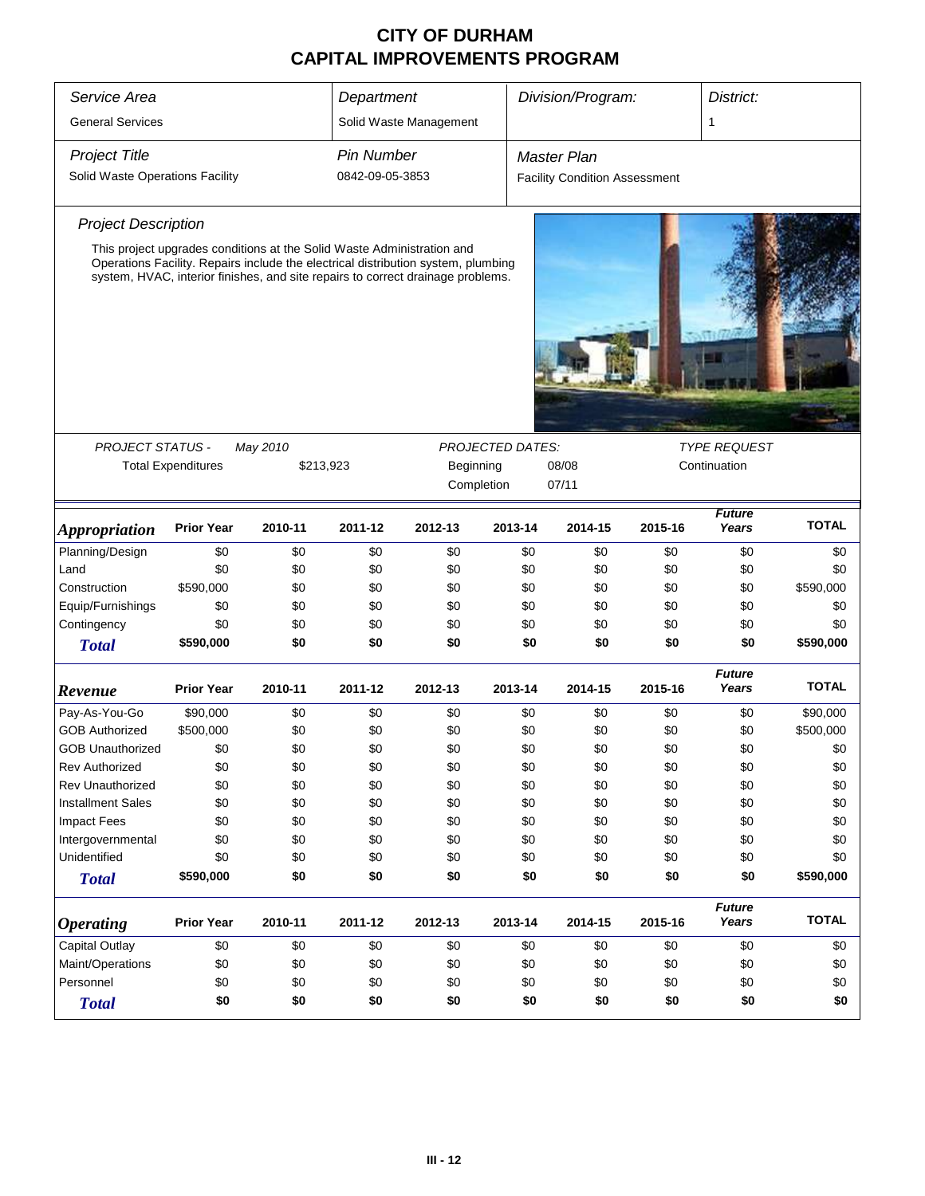# CITY OF DURHAM
# CAPITAL IMPROVEMENTS PROGRAM

| *Service Area* | *Department* | *Division/Program:* | *District:* |
|---|---|---|---|
| General Services | Solid Waste Management | | 1 |

| *Project Title* | *Pin Number* | *Master Plan* |
|---|---|---|
| Solid Waste Operations Facility | 0842-09-05-3853 | Facility Condition Assessment |

### *Project Description*

This project upgrades conditions at the Solid Waste Administration and Operations Facility. Repairs include the electrical distribution system, plumbing system, HVAC, interior finishes, and site repairs to correct drainage problems.

| *PROJECT STATUS -* | *May 2010* | *PROJECTED DATES:* | | *TYPE REQUEST* |
|---|---|---|---|---|
| Total Expenditures | $213,923 | Beginning | 08/08 | Continuation |
| | | Completion | 07/11 | |

| ***Appropriation*** | **Prior Year** | **2010-11** | **2011-12** | **2012-13** | **2013-14** | **2014-15** | **2015-16** | ***Future Years*** | **TOTAL** |
|---|---|---|---|---|---|---|---|---|---|
| Planning/Design | $0 | $0 | $0 | $0 | $0 | $0 | $0 | $0 | $0 |
| Land | $0 | $0 | $0 | $0 | $0 | $0 | $0 | $0 | $0 |
| Construction | $590,000 | $0 | $0 | $0 | $0 | $0 | $0 | $0 | $590,000 |
| Equip/Furnishings | $0 | $0 | $0 | $0 | $0 | $0 | $0 | $0 | $0 |
| Contingency | $0 | $0 | $0 | $0 | $0 | $0 | $0 | $0 | $0 |
| ***Total*** | **$590,000** | **$0** | **$0** | **$0** | **$0** | **$0** | **$0** | **$0** | **$590,000** |

| ***Revenue*** | **Prior Year** | **2010-11** | **2011-12** | **2012-13** | **2013-14** | **2014-15** | **2015-16** | ***Future Years*** | **TOTAL** |
|---|---|---|---|---|---|---|---|---|---|
| Pay-As-You-Go | $90,000 | $0 | $0 | $0 | $0 | $0 | $0 | $0 | $90,000 |
| GOB Authorized | $500,000 | $0 | $0 | $0 | $0 | $0 | $0 | $0 | $500,000 |
| GOB Unauthorized | $0 | $0 | $0 | $0 | $0 | $0 | $0 | $0 | $0 |
| Rev Authorized | $0 | $0 | $0 | $0 | $0 | $0 | $0 | $0 | $0 |
| Rev Unauthorized | $0 | $0 | $0 | $0 | $0 | $0 | $0 | $0 | $0 |
| Installment Sales | $0 | $0 | $0 | $0 | $0 | $0 | $0 | $0 | $0 |
| Impact Fees | $0 | $0 | $0 | $0 | $0 | $0 | $0 | $0 | $0 |
| Intergovernmental | $0 | $0 | $0 | $0 | $0 | $0 | $0 | $0 | $0 |
| Unidentified | $0 | $0 | $0 | $0 | $0 | $0 | $0 | $0 | $0 |
| ***Total*** | **$590,000** | **$0** | **$0** | **$0** | **$0** | **$0** | **$0** | **$0** | **$590,000** |

| ***Operating*** | **Prior Year** | **2010-11** | **2011-12** | **2012-13** | **2013-14** | **2014-15** | **2015-16** | ***Future Years*** | **TOTAL** |
|---|---|---|---|---|---|---|---|---|---|
| Capital Outlay | $0 | $0 | $0 | $0 | $0 | $0 | $0 | $0 | $0 |
| Maint/Operations | $0 | $0 | $0 | $0 | $0 | $0 | $0 | $0 | $0 |
| Personnel | $0 | $0 | $0 | $0 | $0 | $0 | $0 | $0 | $0 |
| ***Total*** | **$0** | **$0** | **$0** | **$0** | **$0** | **$0** | **$0** | **$0** | **$0** |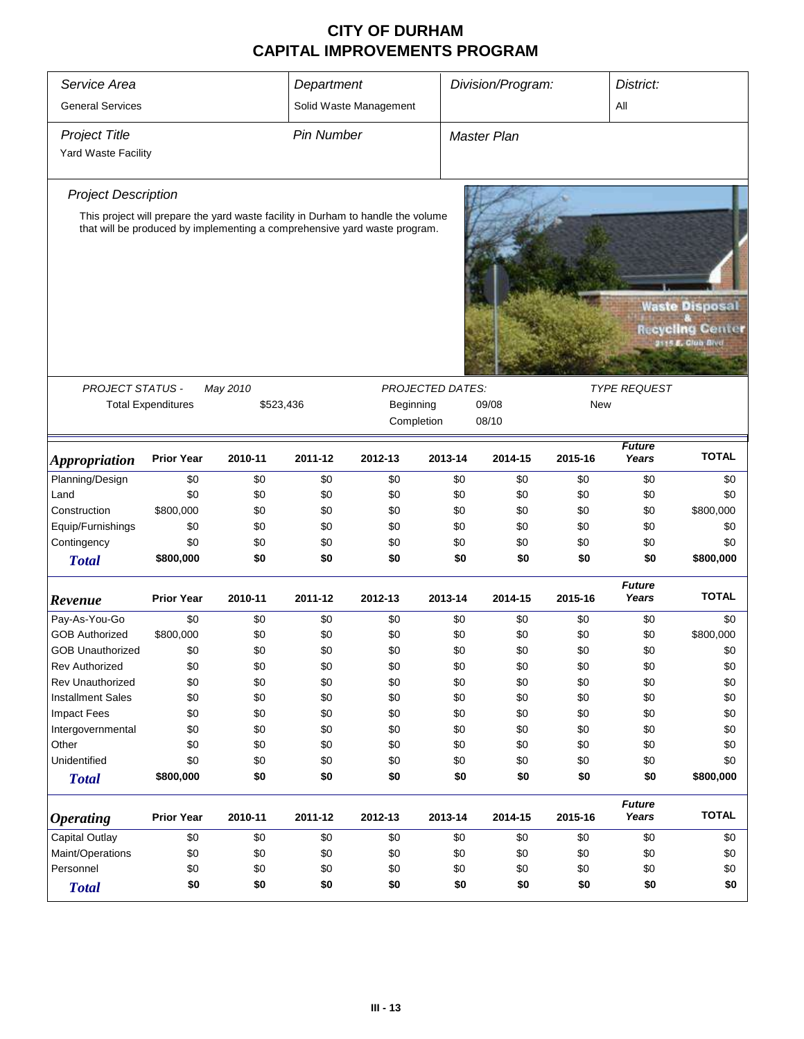# CITY OF DURHAM
# CAPITAL IMPROVEMENTS PROGRAM

| | | | |
|---|---|---|---|
| *Service Area* General Services | *Department* Solid Waste Management | *Division/Program:* | *District:* All |
| *Project Title* Yard Waste Facility | *Pin Number* | *Master Plan* | |

*Project Description*

This project will prepare the yard waste facility in Durham to handle the volume that will be produced by implementing a comprehensive yard waste program.

| | | | | |
|---|---|---|---|---|
| *PROJECT STATUS -* | *May 2010* | *PROJECTED DATES:* | | *TYPE REQUEST* |
| Total Expenditures | $523,436 | Beginning | 09/08 | New |
| | | Completion | 08/10 | |

| *Appropriation* | Prior Year | 2010-11 | 2011-12 | 2012-13 | 2013-14 | 2014-15 | 2015-16 | *Future Years* | TOTAL |
|---|---|---|---|---|---|---|---|---|---|
| Planning/Design | $0 | $0 | $0 | $0 | $0 | $0 | $0 | $0 | $0 |
| Land | $0 | $0 | $0 | $0 | $0 | $0 | $0 | $0 | $0 |
| Construction | $800,000 | $0 | $0 | $0 | $0 | $0 | $0 | $0 | $800,000 |
| Equip/Furnishings | $0 | $0 | $0 | $0 | $0 | $0 | $0 | $0 | $0 |
| Contingency | $0 | $0 | $0 | $0 | $0 | $0 | $0 | $0 | $0 |
| ***Total*** | **$800,000** | **$0** | **$0** | **$0** | **$0** | **$0** | **$0** | **$0** | **$800,000** |

| *Revenue* | Prior Year | 2010-11 | 2011-12 | 2012-13 | 2013-14 | 2014-15 | 2015-16 | *Future Years* | TOTAL |
|---|---|---|---|---|---|---|---|---|---|
| Pay-As-You-Go | $0 | $0 | $0 | $0 | $0 | $0 | $0 | $0 | $0 |
| GOB Authorized | $800,000 | $0 | $0 | $0 | $0 | $0 | $0 | $0 | $800,000 |
| GOB Unauthorized | $0 | $0 | $0 | $0 | $0 | $0 | $0 | $0 | $0 |
| Rev Authorized | $0 | $0 | $0 | $0 | $0 | $0 | $0 | $0 | $0 |
| Rev Unauthorized | $0 | $0 | $0 | $0 | $0 | $0 | $0 | $0 | $0 |
| Installment Sales | $0 | $0 | $0 | $0 | $0 | $0 | $0 | $0 | $0 |
| Impact Fees | $0 | $0 | $0 | $0 | $0 | $0 | $0 | $0 | $0 |
| Intergovernmental | $0 | $0 | $0 | $0 | $0 | $0 | $0 | $0 | $0 |
| Other | $0 | $0 | $0 | $0 | $0 | $0 | $0 | $0 | $0 |
| Unidentified | $0 | $0 | $0 | $0 | $0 | $0 | $0 | $0 | $0 |
| ***Total*** | **$800,000** | **$0** | **$0** | **$0** | **$0** | **$0** | **$0** | **$0** | **$800,000** |

| *Operating* | Prior Year | 2010-11 | 2011-12 | 2012-13 | 2013-14 | 2014-15 | 2015-16 | *Future Years* | TOTAL |
|---|---|---|---|---|---|---|---|---|---|
| Capital Outlay | $0 | $0 | $0 | $0 | $0 | $0 | $0 | $0 | $0 |
| Maint/Operations | $0 | $0 | $0 | $0 | $0 | $0 | $0 | $0 | $0 |
| Personnel | $0 | $0 | $0 | $0 | $0 | $0 | $0 | $0 | $0 |
| ***Total*** | **$0** | **$0** | **$0** | **$0** | **$0** | **$0** | **$0** | **$0** | **$0** |